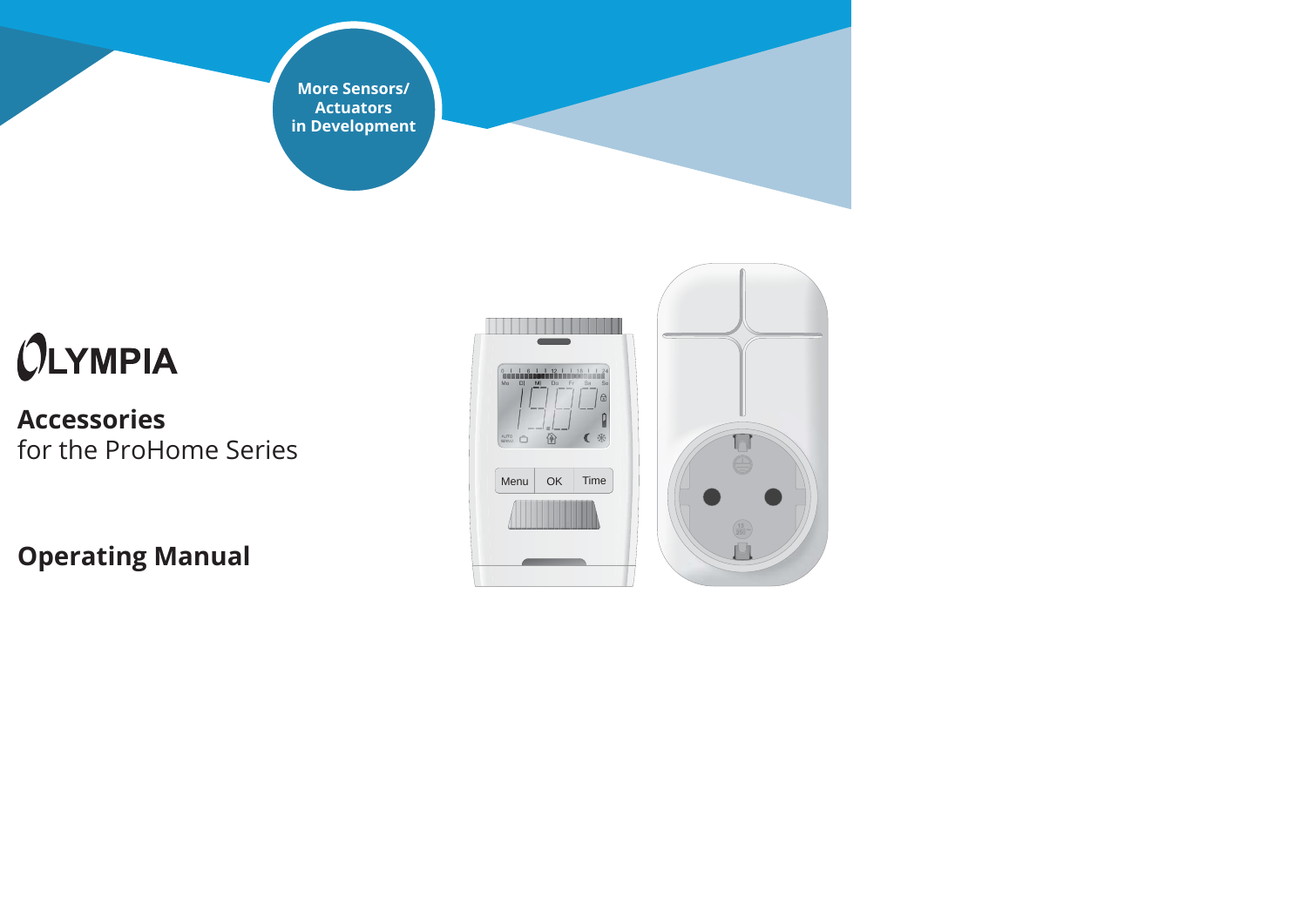More Sensors/
Actuators
in Development

OLYMPIA

# Accessories
for the ProHome Series

## Operating Manual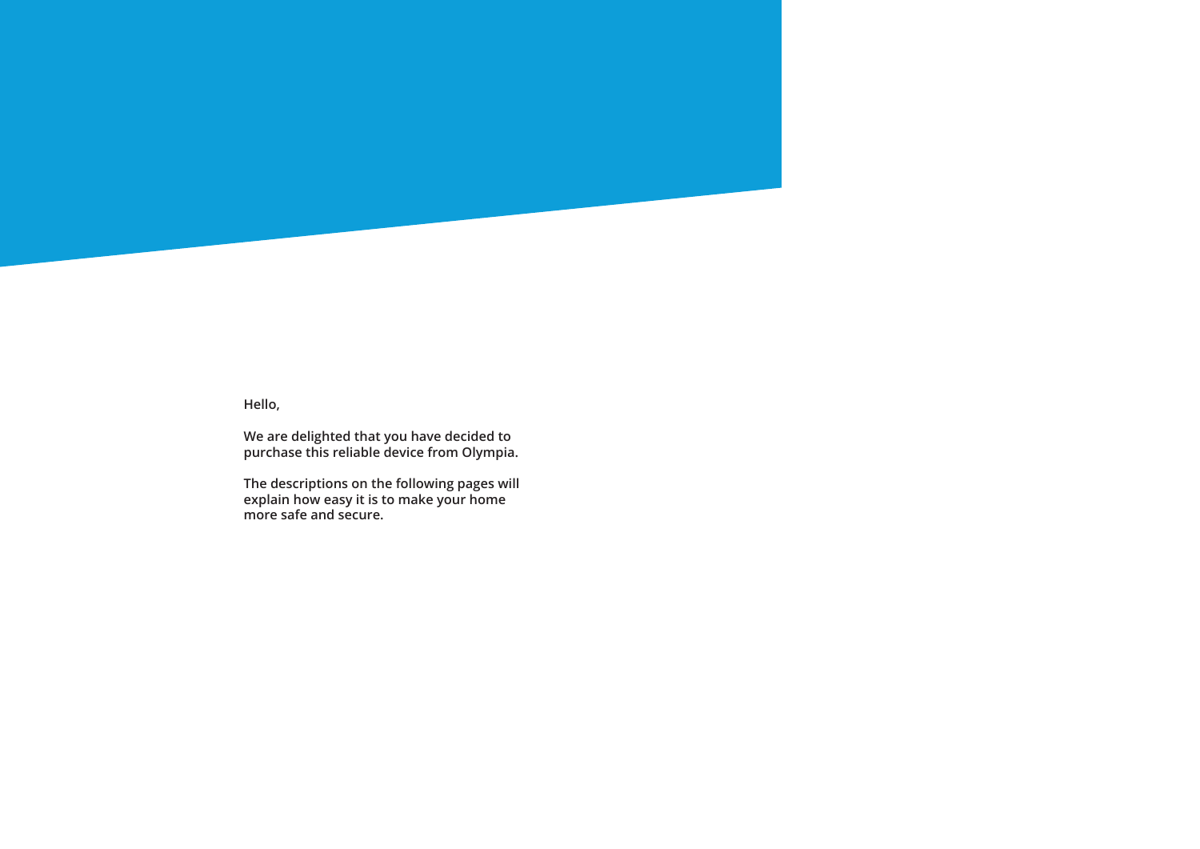**Hello,**

**We are delighted that you have decided to purchase this reliable device from Olympia.**

**The descriptions on the following pages will explain how easy it is to make your home more safe and secure.**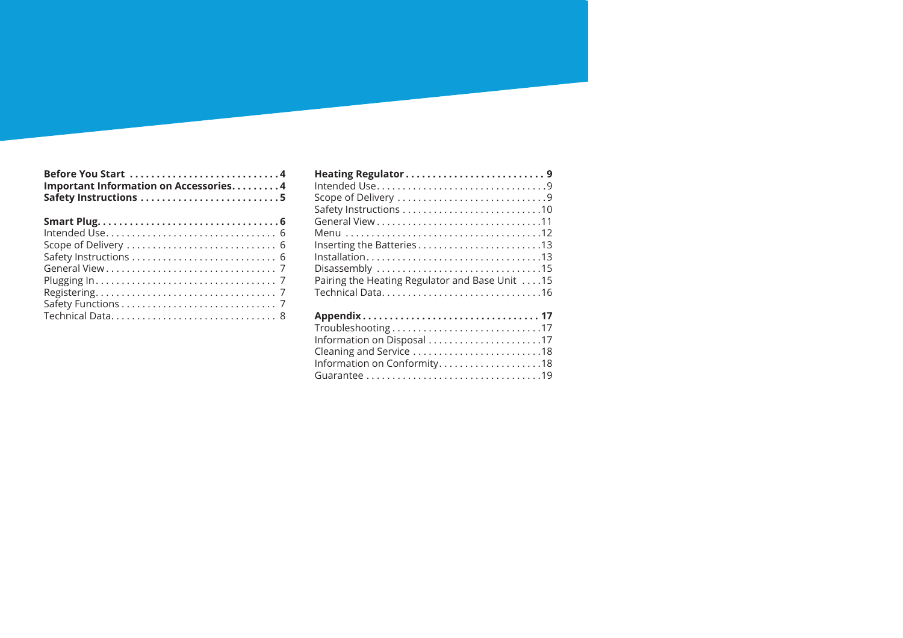**Before You Start . . . . . . . . . . . . . . . . . . . . . . . . . . . 4**
**Important Information on Accessories. . . . . . . . . 4**
**Safety Instructions . . . . . . . . . . . . . . . . . . . . . . . . . 5**

**Smart Plug. . . . . . . . . . . . . . . . . . . . . . . . . . . . . . . . . 6**
Intended Use. . . . . . . . . . . . . . . . . . . . . . . . . . . . . . . . 6
Scope of Delivery . . . . . . . . . . . . . . . . . . . . . . . . . . . . 6
Safety Instructions . . . . . . . . . . . . . . . . . . . . . . . . . . . 6
General View . . . . . . . . . . . . . . . . . . . . . . . . . . . . . . . 7
Plugging In . . . . . . . . . . . . . . . . . . . . . . . . . . . . . . . . . 7
Registering . . . . . . . . . . . . . . . . . . . . . . . . . . . . . . . . . 7
Safety Functions . . . . . . . . . . . . . . . . . . . . . . . . . . . . . 7
Technical Data. . . . . . . . . . . . . . . . . . . . . . . . . . . . . . . 8

**Heating Regulator . . . . . . . . . . . . . . . . . . . . . . . . . 9**
Intended Use. . . . . . . . . . . . . . . . . . . . . . . . . . . . . . . . 9
Scope of Delivery . . . . . . . . . . . . . . . . . . . . . . . . . . . . 9
Safety Instructions . . . . . . . . . . . . . . . . . . . . . . . . . . 10
General View . . . . . . . . . . . . . . . . . . . . . . . . . . . . . . 11
Menu . . . . . . . . . . . . . . . . . . . . . . . . . . . . . . . . . . . . 12
Inserting the Batteries . . . . . . . . . . . . . . . . . . . . . . . 13
Installation. . . . . . . . . . . . . . . . . . . . . . . . . . . . . . . . 13
Disassembly . . . . . . . . . . . . . . . . . . . . . . . . . . . . . . . 15
Pairing the Heating Regulator and Base Unit . . . . 15
Technical Data. . . . . . . . . . . . . . . . . . . . . . . . . . . . . . 16

**Appendix . . . . . . . . . . . . . . . . . . . . . . . . . . . . . . . . 17**
Troubleshooting . . . . . . . . . . . . . . . . . . . . . . . . . . . . 17
Information on Disposal . . . . . . . . . . . . . . . . . . . . . 17
Cleaning and Service . . . . . . . . . . . . . . . . . . . . . . . . 18
Information on Conformity. . . . . . . . . . . . . . . . . . . 18
Guarantee . . . . . . . . . . . . . . . . . . . . . . . . . . . . . . . . . 19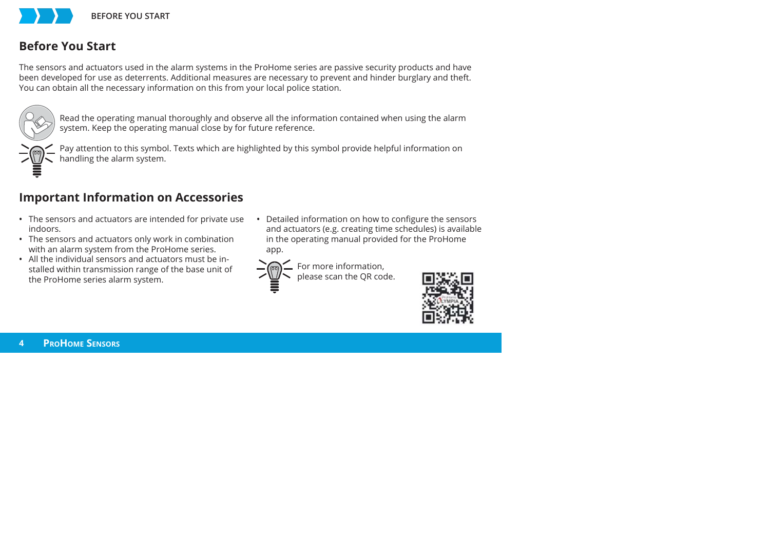## Before You Start

The sensors and actuators used in the alarm systems in the ProHome series are passive security products and have been developed for use as deterrents. Additional measures are necessary to prevent and hinder burglary and theft. You can obtain all the necessary information on this from your local police station.

Read the operating manual thoroughly and observe all the information contained when using the alarm system. Keep the operating manual close by for future reference.

Pay attention to this symbol. Texts which are highlighted by this symbol provide helpful information on handling the alarm system.

## Important Information on Accessories

- The sensors and actuators are intended for private use indoors.
- The sensors and actuators only work in combination with an alarm system from the ProHome series.
- All the individual sensors and actuators must be installed within transmission range of the base unit of the ProHome series alarm system.
- Detailed information on how to configure the sensors and actuators (e.g. creating time schedules) is available in the operating manual provided for the ProHome app.

For more information, please scan the QR code.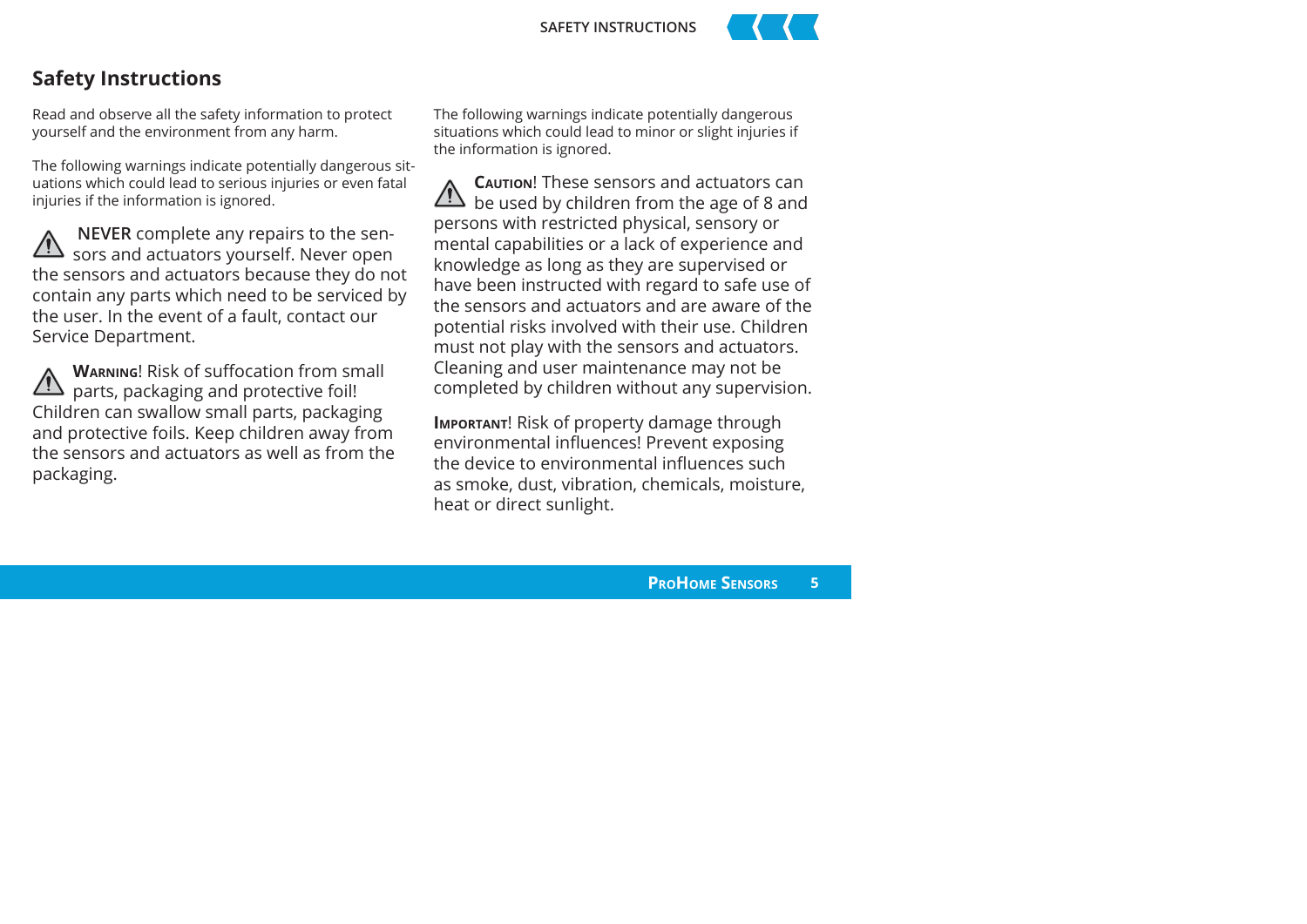## Safety Instructions

Read and observe all the safety information to protect yourself and the environment from any harm.

The following warnings indicate potentially dangerous situations which could lead to serious injuries or even fatal injuries if the information is ignored.

⚠ **NEVER** complete any repairs to the sensors and actuators yourself. Never open the sensors and actuators because they do not contain any parts which need to be serviced by the user. In the event of a fault, contact our Service Department.

⚠ **Warning**! Risk of suffocation from small parts, packaging and protective foil! Children can swallow small parts, packaging and protective foils. Keep children away from the sensors and actuators as well as from the packaging.

The following warnings indicate potentially dangerous situations which could lead to minor or slight injuries if the information is ignored.

⚠ **Caution**! These sensors and actuators can be used by children from the age of 8 and persons with restricted physical, sensory or mental capabilities or a lack of experience and knowledge as long as they are supervised or have been instructed with regard to safe use of the sensors and actuators and are aware of the potential risks involved with their use. Children must not play with the sensors and actuators. Cleaning and user maintenance may not be completed by children without any supervision.

**Important**! Risk of property damage through environmental influences! Prevent exposing the device to environmental influences such as smoke, dust, vibration, chemicals, moisture, heat or direct sunlight.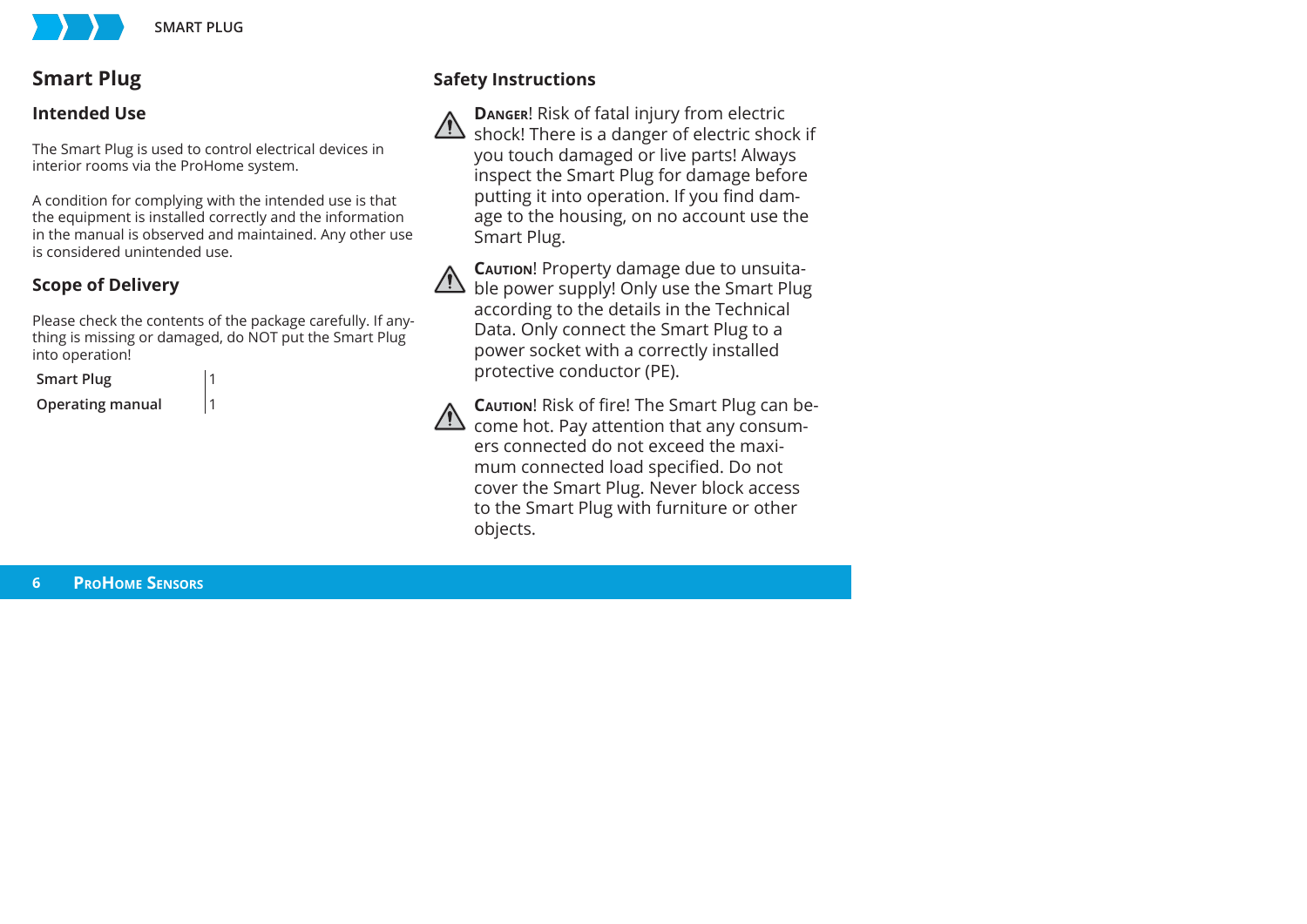# Smart Plug

## Intended Use

The Smart Plug is used to control electrical devices in interior rooms via the ProHome system.

A condition for complying with the intended use is that the equipment is installed correctly and the information in the manual is observed and maintained. Any other use is considered unintended use.

## Scope of Delivery

Please check the contents of the package carefully. If anything is missing or damaged, do NOT put the Smart Plug into operation!

| | |
|---|---|
| **Smart Plug** | 1 |
| **Operating manual** | 1 |

## Safety Instructions

⚠ **Danger**! Risk of fatal injury from electric shock! There is a danger of electric shock if you touch damaged or live parts! Always inspect the Smart Plug for damage before putting it into operation. If you find damage to the housing, on no account use the Smart Plug.

⚠ **Caution**! Property damage due to unsuitable power supply! Only use the Smart Plug according to the details in the Technical Data. Only connect the Smart Plug to a power socket with a correctly installed protective conductor (PE).

⚠ **Caution**! Risk of fire! The Smart Plug can become hot. Pay attention that any consumers connected do not exceed the maximum connected load specified. Do not cover the Smart Plug. Never block access to the Smart Plug with furniture or other objects.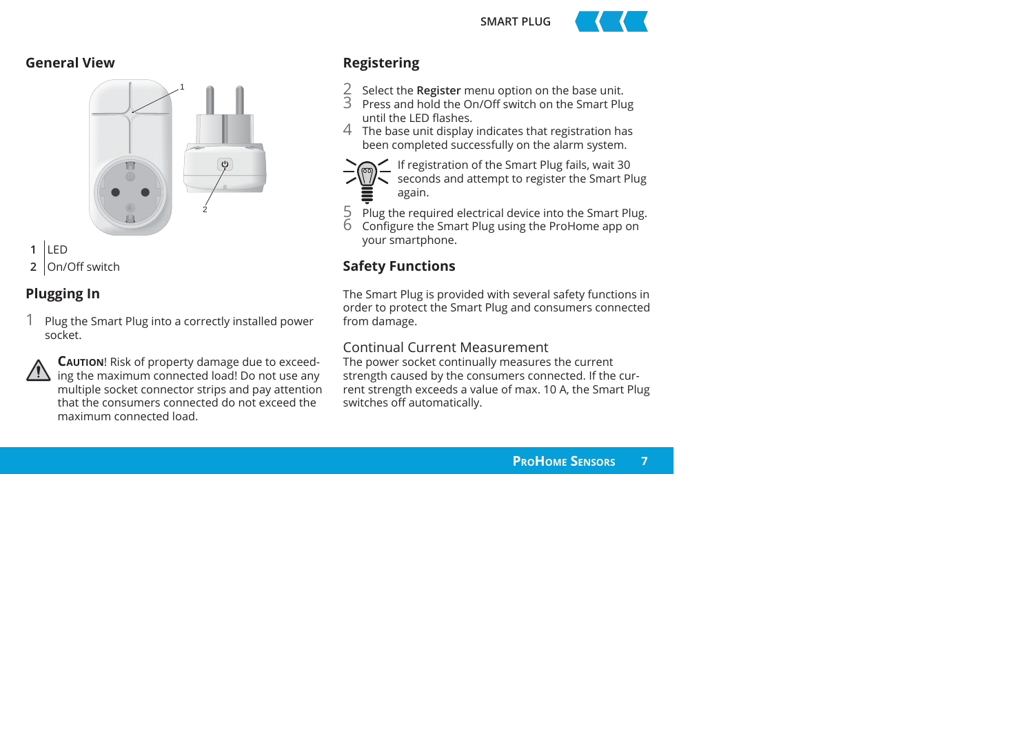## General View

1 LED
2 On/Off switch

## Plugging In

1 Plug the Smart Plug into a correctly installed power socket.

**CAUTION**! Risk of property damage due to exceeding the maximum connected load! Do not use any multiple socket connector strips and pay attention that the consumers connected do not exceed the maximum connected load.

## Registering

2 Select the **Register** menu option on the base unit.
3 Press and hold the On/Off switch on the Smart Plug until the LED flashes.
4 The base unit display indicates that registration has been completed successfully on the alarm system.

If registration of the Smart Plug fails, wait 30 seconds and attempt to register the Smart Plug again.

5 Plug the required electrical device into the Smart Plug.
6 Configure the Smart Plug using the ProHome app on your smartphone.

## Safety Functions

The Smart Plug is provided with several safety functions in order to protect the Smart Plug and consumers connected from damage.

### Continual Current Measurement

The power socket continually measures the current strength caused by the consumers connected. If the current strength exceeds a value of max. 10 A, the Smart Plug switches off automatically.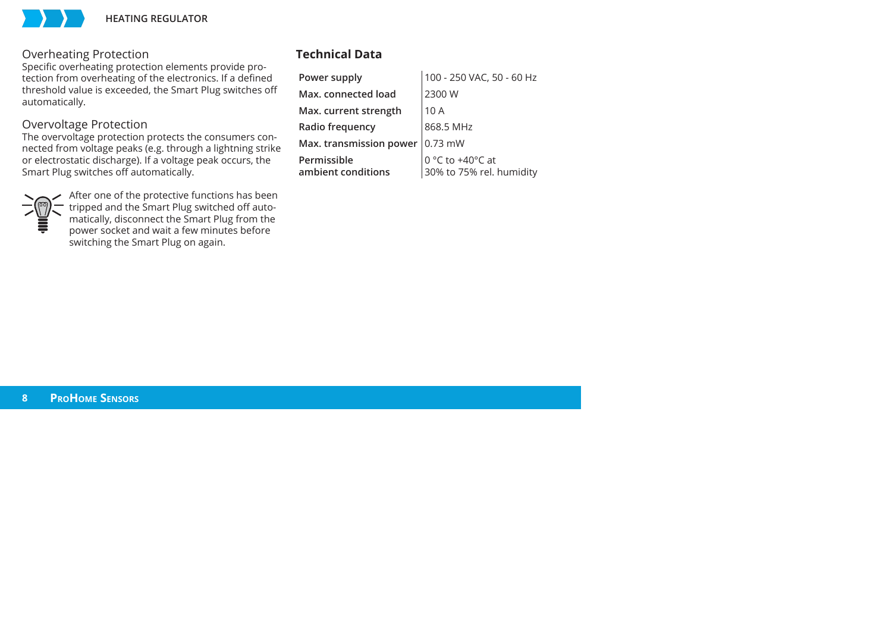## Overheating Protection

Specific overheating protection elements provide protection from overheating of the electronics. If a defined threshold value is exceeded, the Smart Plug switches off automatically.

## Overvoltage Protection

The overvoltage protection protects the consumers connected from voltage peaks (e.g. through a lightning strike or electrostatic discharge). If a voltage peak occurs, the Smart Plug switches off automatically.

After one of the protective functions has been tripped and the Smart Plug switched off automatically, disconnect the Smart Plug from the power socket and wait a few minutes before switching the Smart Plug on again.

## Technical Data

| | |
|---|---|
| **Power supply** | 100 - 250 VAC, 50 - 60 Hz |
| **Max. connected load** | 2300 W |
| **Max. current strength** | 10 A |
| **Radio frequency** | 868.5 MHz |
| **Max. transmission power** | 0.73 mW |
| **Permissible ambient conditions** | 0 °C to +40°C at 30% to 75% rel. humidity |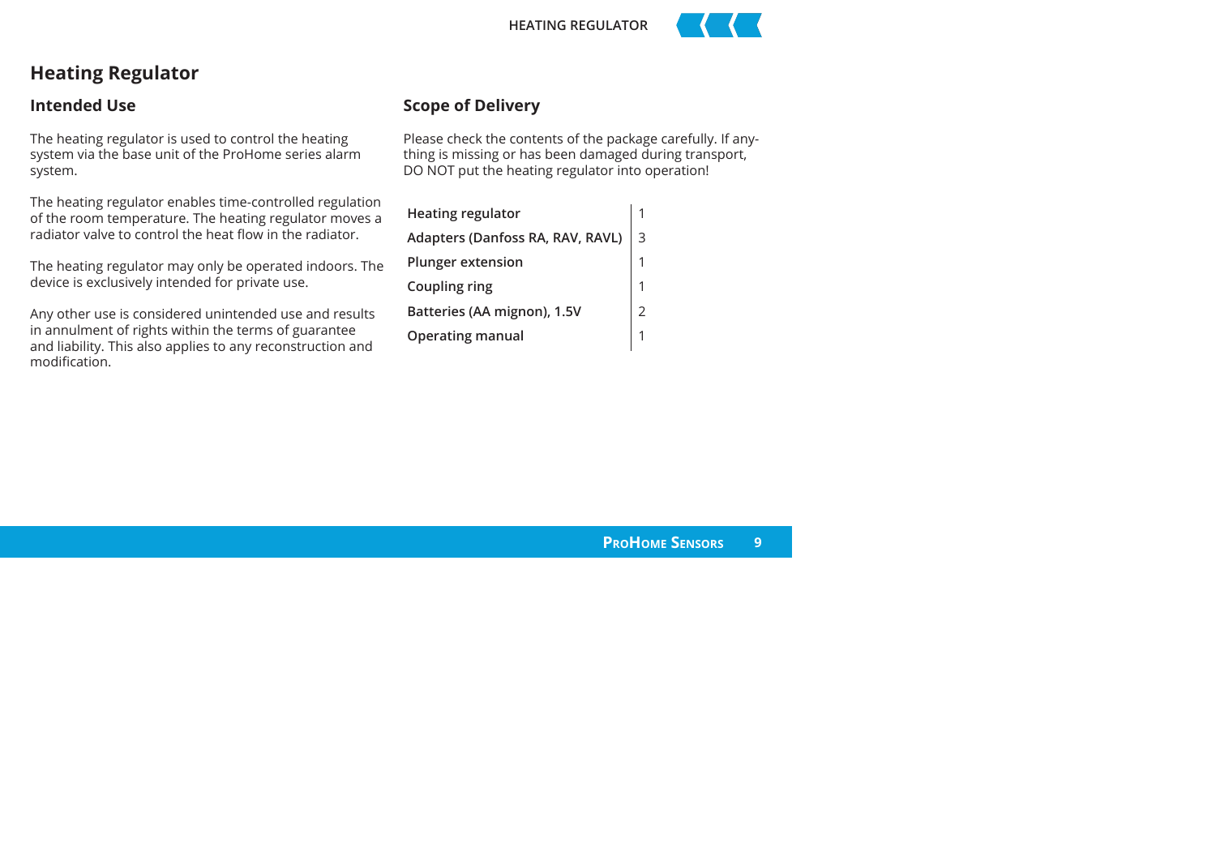# Heating Regulator

## Intended Use

The heating regulator is used to control the heating system via the base unit of the ProHome series alarm system.

The heating regulator enables time-controlled regulation of the room temperature. The heating regulator moves a radiator valve to control the heat flow in the radiator.

The heating regulator may only be operated indoors. The device is exclusively intended for private use.

Any other use is considered unintended use and results in annulment of rights within the terms of guarantee and liability. This also applies to any reconstruction and modification.

## Scope of Delivery

Please check the contents of the package carefully. If anything is missing or has been damaged during transport, DO NOT put the heating regulator into operation!

| | |
|---|---|
| **Heating regulator** | 1 |
| **Adapters (Danfoss RA, RAV, RAVL)** | 3 |
| **Plunger extension** | 1 |
| **Coupling ring** | 1 |
| **Batteries (AA mignon), 1.5V** | 2 |
| **Operating manual** | 1 |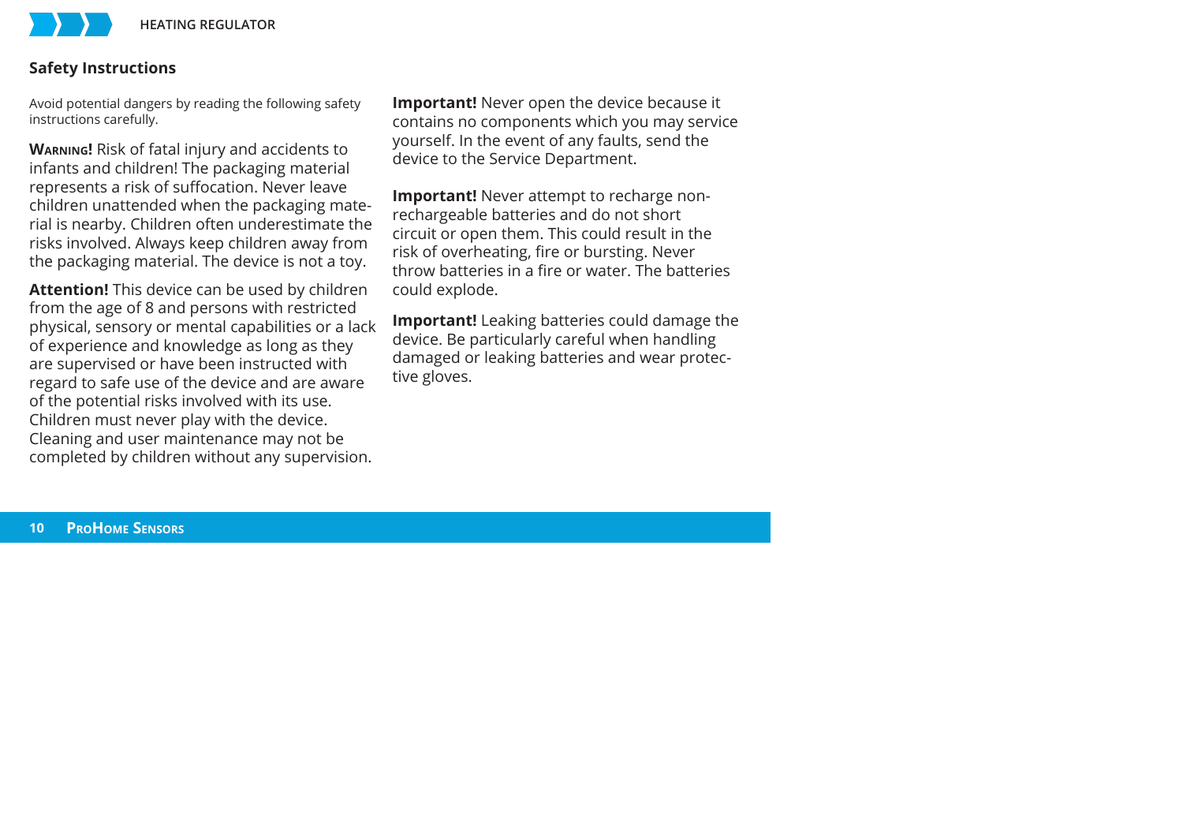## Safety Instructions

Avoid potential dangers by reading the following safety instructions carefully.

**Warning!** Risk of fatal injury and accidents to infants and children! The packaging material represents a risk of suffocation. Never leave children unattended when the packaging material is nearby. Children often underestimate the risks involved. Always keep children away from the packaging material. The device is not a toy.

**Attention!** This device can be used by children from the age of 8 and persons with restricted physical, sensory or mental capabilities or a lack of experience and knowledge as long as they are supervised or have been instructed with regard to safe use of the device and are aware of the potential risks involved with its use. Children must never play with the device. Cleaning and user maintenance may not be completed by children without any supervision.

**Important!** Never open the device because it contains no components which you may service yourself. In the event of any faults, send the device to the Service Department.

**Important!** Never attempt to recharge non-rechargeable batteries and do not short circuit or open them. This could result in the risk of overheating, fire or bursting. Never throw batteries in a fire or water. The batteries could explode.

**Important!** Leaking batteries could damage the device. Be particularly careful when handling damaged or leaking batteries and wear protective gloves.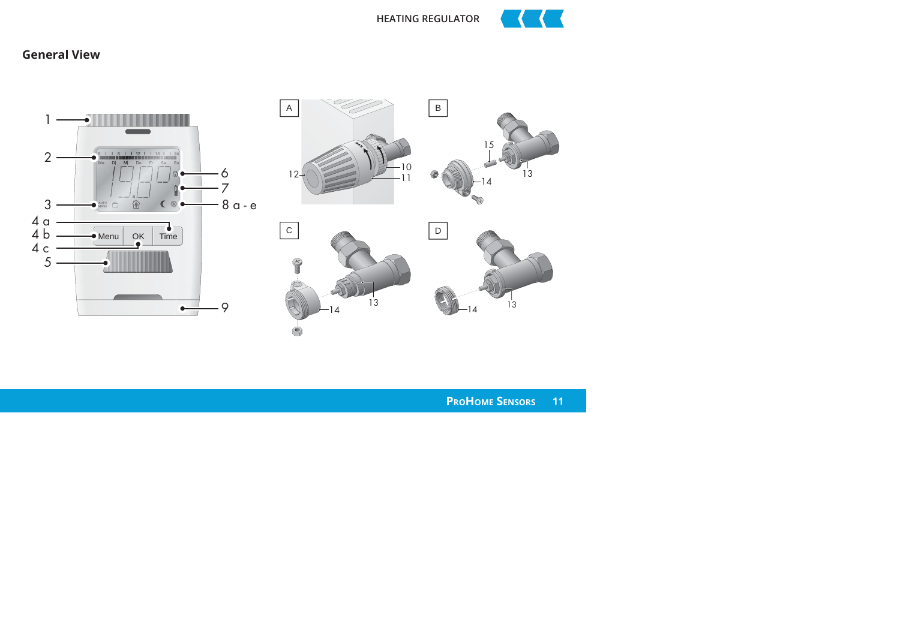## General View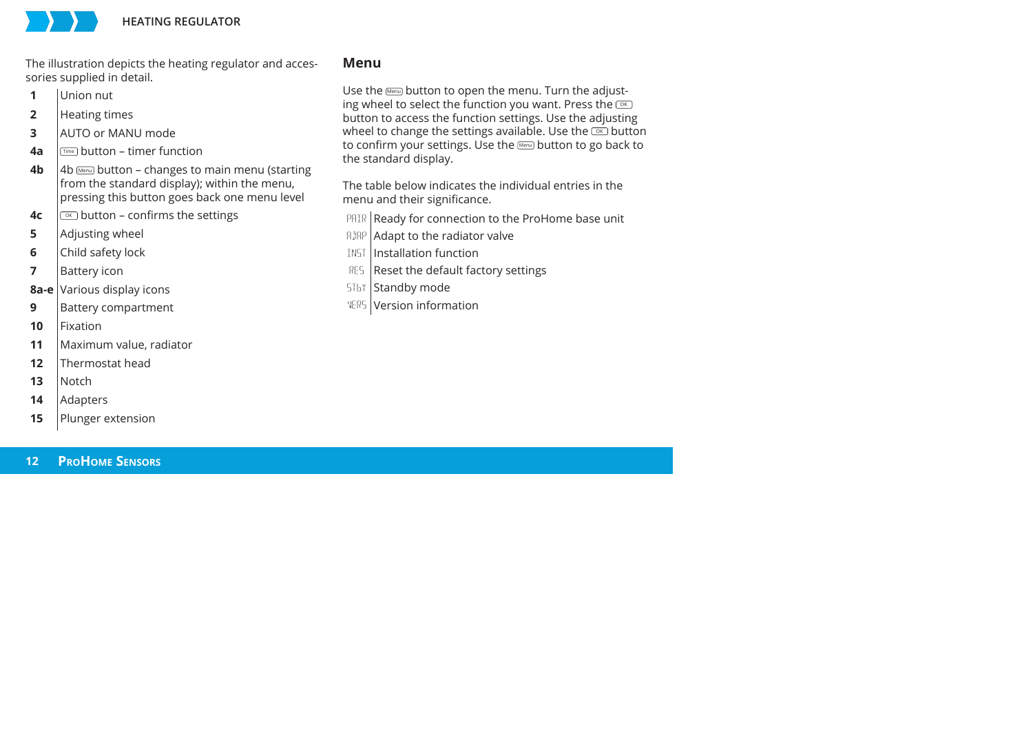The illustration depicts the heating regulator and accessories supplied in detail.

| | |
|---|---|
| **1** | Union nut |
| **2** | Heating times |
| **3** | AUTO or MANU mode |
| **4a** | Time button – timer function |
| **4b** | 4b Menu button – changes to main menu (starting from the standard display); within the menu, pressing this button goes back one menu level |
| **4c** | OK button – confirms the settings |
| **5** | Adjusting wheel |
| **6** | Child safety lock |
| **7** | Battery icon |
| **8a-e** | Various display icons |
| **9** | Battery compartment |
| **10** | Fixation |
| **11** | Maximum value, radiator |
| **12** | Thermostat head |
| **13** | Notch |
| **14** | Adapters |
| **15** | Plunger extension |

## Menu

Use the Menu button to open the menu. Turn the adjusting wheel to select the function you want. Press the OK button to access the function settings. Use the adjusting wheel to change the settings available. Use the OK button to confirm your settings. Use the Menu button to go back to the standard display.

The table below indicates the individual entries in the menu and their significance.

| | |
|---|---|
| PAIR | Ready for connection to the ProHome base unit |
| ADAP | Adapt to the radiator valve |
| INST | Installation function |
| RES | Reset the default factory settings |
| STbY | Standby mode |
| VERS | Version information |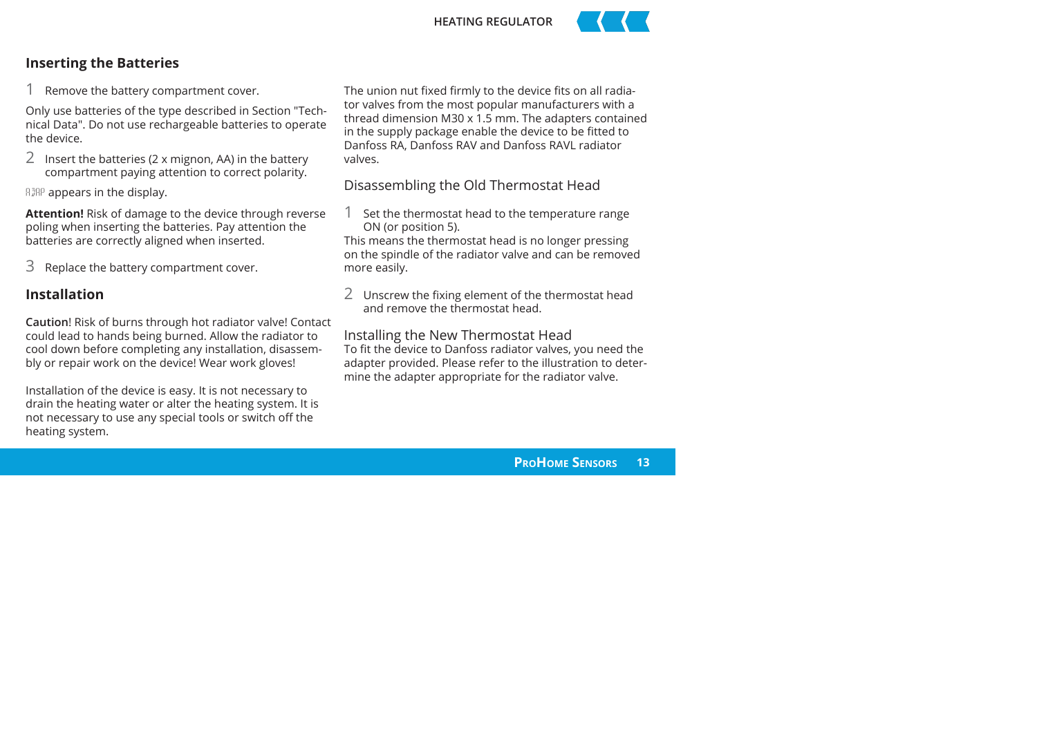## Inserting the Batteries

1 Remove the battery compartment cover.

Only use batteries of the type described in Section "Technical Data". Do not use rechargeable batteries to operate the device.

2 Insert the batteries (2 x mignon, AA) in the battery compartment paying attention to correct polarity.

AdAP appears in the display.

**Attention!** Risk of damage to the device through reverse poling when inserting the batteries. Pay attention the batteries are correctly aligned when inserted.

3 Replace the battery compartment cover.

## Installation

**Caution**! Risk of burns through hot radiator valve! Contact could lead to hands being burned. Allow the radiator to cool down before completing any installation, disassembly or repair work on the device! Wear work gloves!

Installation of the device is easy. It is not necessary to drain the heating water or alter the heating system. It is not necessary to use any special tools or switch off the heating system.

The union nut fixed firmly to the device fits on all radiator valves from the most popular manufacturers with a thread dimension M30 x 1.5 mm. The adapters contained in the supply package enable the device to be fitted to Danfoss RA, Danfoss RAV and Danfoss RAVL radiator valves.

### Disassembling the Old Thermostat Head

1 Set the thermostat head to the temperature range ON (or position 5).
This means the thermostat head is no longer pressing on the spindle of the radiator valve and can be removed more easily.

2 Unscrew the fixing element of the thermostat head and remove the thermostat head.

### Installing the New Thermostat Head

To fit the device to Danfoss radiator valves, you need the adapter provided. Please refer to the illustration to determine the adapter appropriate for the radiator valve.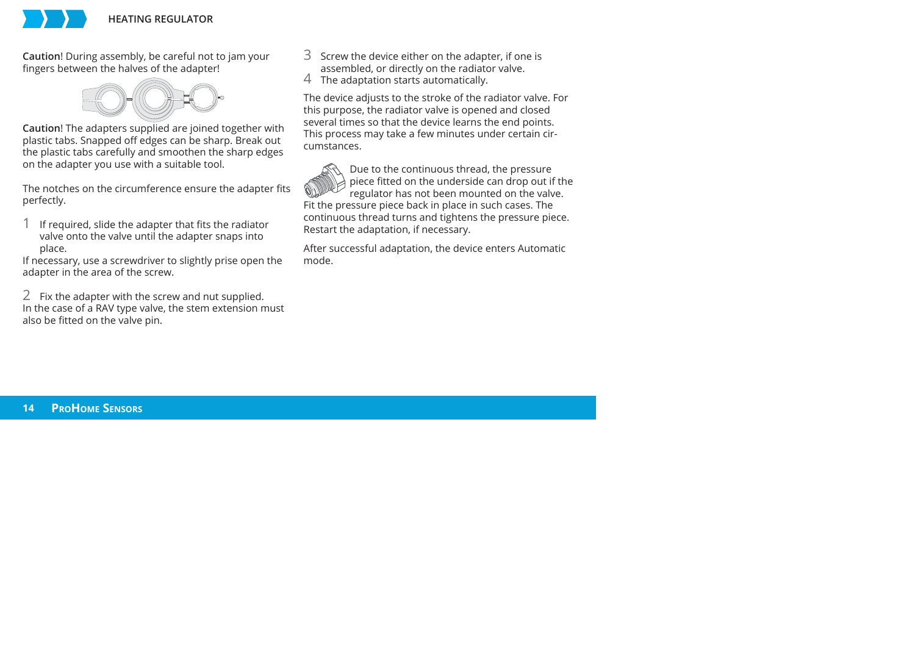**Caution**! During assembly, be careful not to jam your fingers between the halves of the adapter!

**Caution**! The adapters supplied are joined together with plastic tabs. Snapped off edges can be sharp. Break out the plastic tabs carefully and smoothen the sharp edges on the adapter you use with a suitable tool.

The notches on the circumference ensure the adapter fits perfectly.

1 If required, slide the adapter that fits the radiator valve onto the valve until the adapter snaps into place.

If necessary, use a screwdriver to slightly prise open the adapter in the area of the screw.

2 Fix the adapter with the screw and nut supplied.

In the case of a RAV type valve, the stem extension must also be fitted on the valve pin.

3 Screw the device either on the adapter, if one is assembled, or directly on the radiator valve.

4 The adaptation starts automatically.

The device adjusts to the stroke of the radiator valve. For this purpose, the radiator valve is opened and closed several times so that the device learns the end points. This process may take a few minutes under certain circumstances.

Due to the continuous thread, the pressure piece fitted on the underside can drop out if the regulator has not been mounted on the valve. Fit the pressure piece back in place in such cases. The continuous thread turns and tightens the pressure piece. Restart the adaptation, if necessary.

After successful adaptation, the device enters Automatic mode.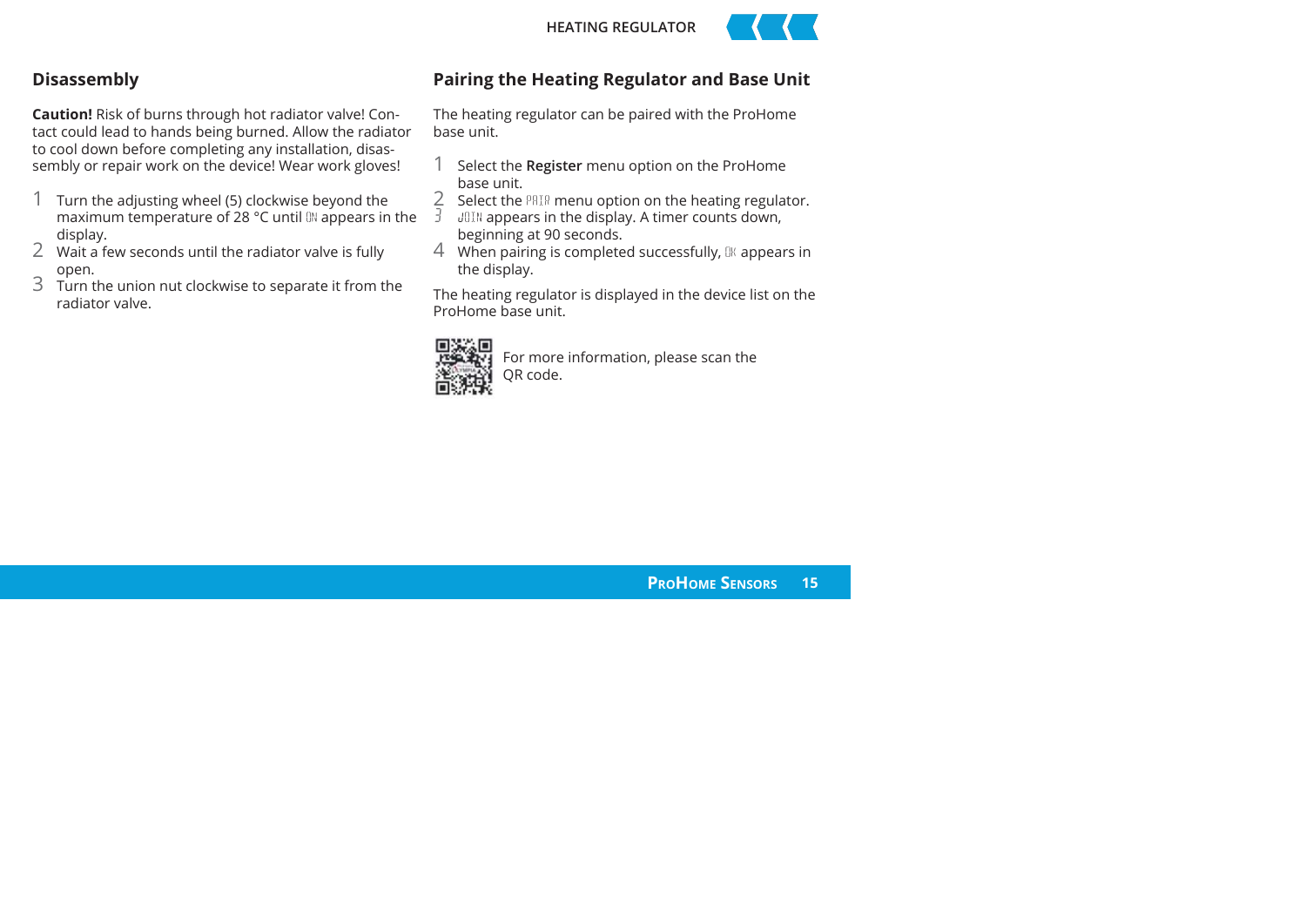## Disassembly

**Caution!** Risk of burns through hot radiator valve! Contact could lead to hands being burned. Allow the radiator to cool down before completing any installation, disassembly or repair work on the device! Wear work gloves!

1. Turn the adjusting wheel (5) clockwise beyond the maximum temperature of 28 °C until ON appears in the display.
2. Wait a few seconds until the radiator valve is fully open.
3. Turn the union nut clockwise to separate it from the radiator valve.

## Pairing the Heating Regulator and Base Unit

The heating regulator can be paired with the ProHome base unit.

1. Select the **Register** menu option on the ProHome base unit.
2. Select the PAIR menu option on the heating regulator.
3. JOIN appears in the display. A timer counts down, beginning at 90 seconds.
4. When pairing is completed successfully, OK appears in the display.

The heating regulator is displayed in the device list on the ProHome base unit.

For more information, please scan the QR code.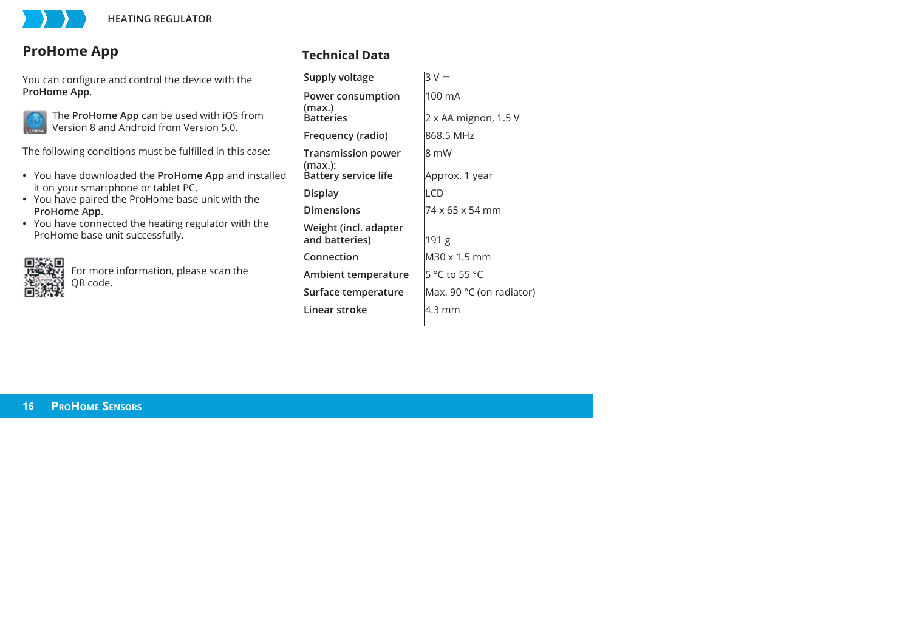## ProHome App

You can configure and control the device with the **ProHome App**.

The **ProHome App** can be used with iOS from Version 8 and Android from Version 5.0.

The following conditions must be fulfilled in this case:

- You have downloaded the **ProHome App** and installed it on your smartphone or tablet PC.
- You have paired the ProHome base unit with the **ProHome App**.
- You have connected the heating regulator with the ProHome base unit successfully.

For more information, please scan the QR code.

## Technical Data

| | |
|---|---|
| **Supply voltage** | 3 V ⎓ |
| **Power consumption (max.)** | 100 mA |
| **Batteries** | 2 x AA mignon, 1.5 V |
| **Frequency (radio)** | 868.5 MHz |
| **Transmission power (max.):** | 8 mW |
| **Battery service life** | Approx. 1 year |
| **Display** | LCD |
| **Dimensions** | 74 x 65 x 54 mm |
| **Weight (incl. adapter and batteries)** | 191 g |
| **Connection** | M30 x 1.5 mm |
| **Ambient temperature** | 5 °C to 55 °C |
| **Surface temperature** | Max. 90 °C (on radiator) |
| **Linear stroke** | 4.3 mm |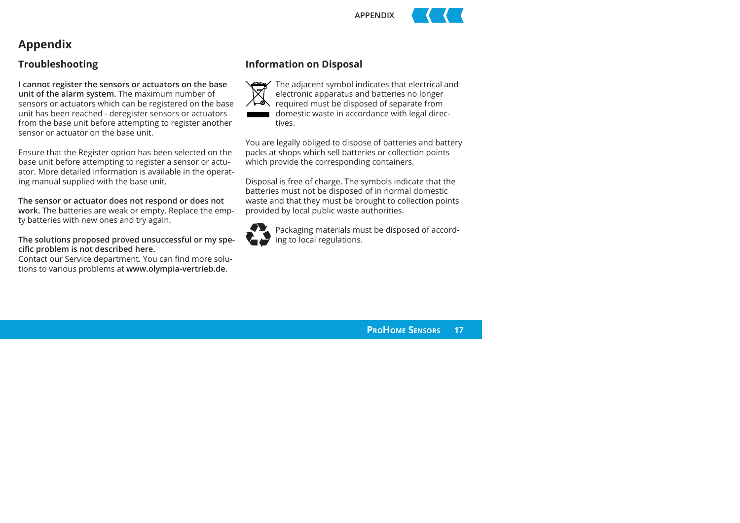# Appendix

## Troubleshooting

**I cannot register the sensors or actuators on the base unit of the alarm system.** The maximum number of sensors or actuators which can be registered on the base unit has been reached - deregister sensors or actuators from the base unit before attempting to register another sensor or actuator on the base unit.

Ensure that the Register option has been selected on the base unit before attempting to register a sensor or actuator. More detailed information is available in the operating manual supplied with the base unit.

**The sensor or actuator does not respond or does not work.** The batteries are weak or empty. Replace the empty batteries with new ones and try again.

**The solutions proposed proved unsuccessful or my specific problem is not described here.**
Contact our Service department. You can find more solutions to various problems at **www.olympia-vertrieb.de**.

## Information on Disposal

The adjacent symbol indicates that electrical and electronic apparatus and batteries no longer required must be disposed of separate from domestic waste in accordance with legal directives.

You are legally obliged to dispose of batteries and battery packs at shops which sell batteries or collection points which provide the corresponding containers.

Disposal is free of charge. The symbols indicate that the batteries must not be disposed of in normal domestic waste and that they must be brought to collection points provided by local public waste authorities.

Packaging materials must be disposed of according to local regulations.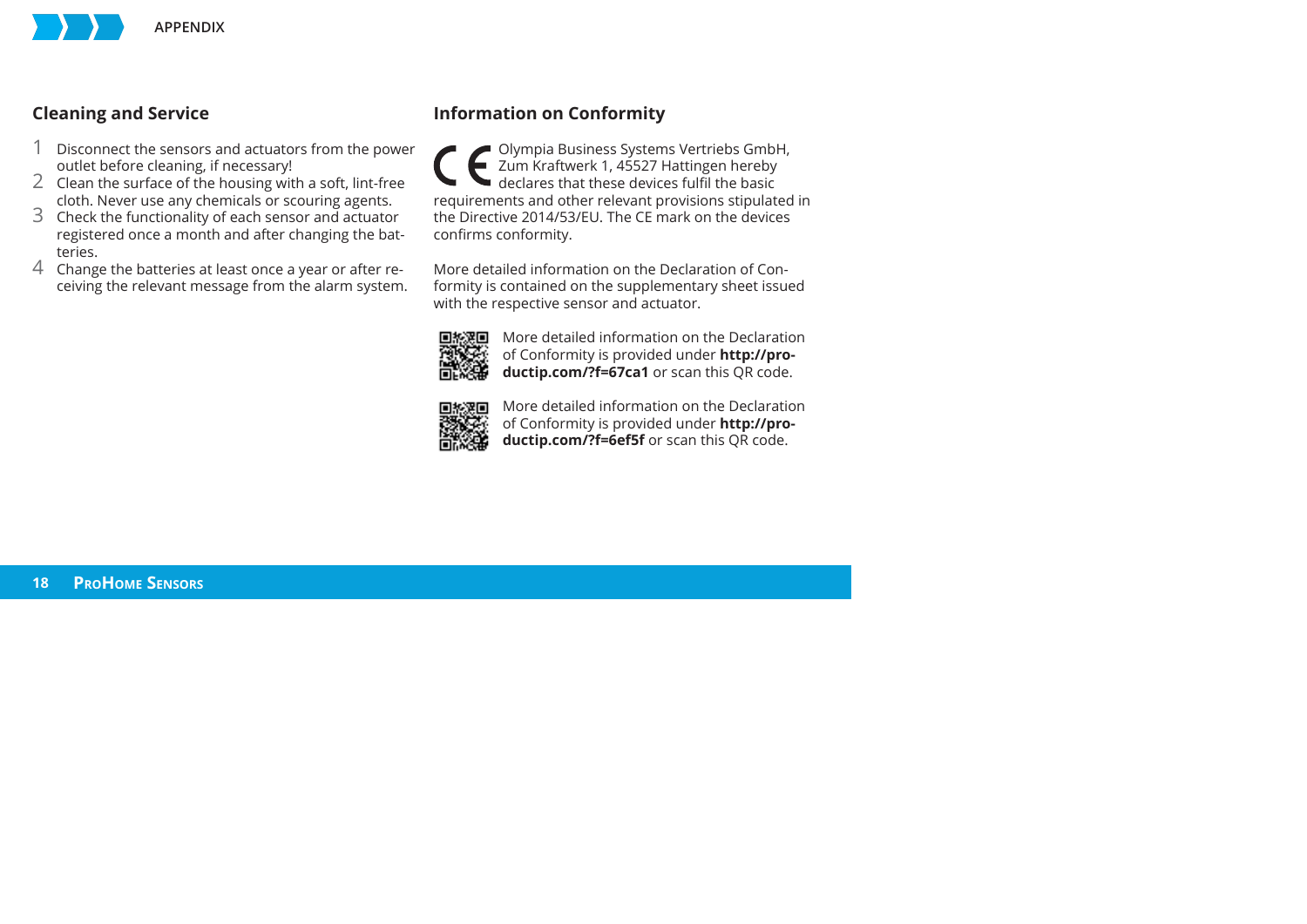## Cleaning and Service

1. Disconnect the sensors and actuators from the power outlet before cleaning, if necessary!
2. Clean the surface of the housing with a soft, lint-free cloth. Never use any chemicals or scouring agents.
3. Check the functionality of each sensor and actuator registered once a month and after changing the batteries.
4. Change the batteries at least once a year or after receiving the relevant message from the alarm system.

## Information on Conformity

CE Olympia Business Systems Vertriebs GmbH, Zum Kraftwerk 1, 45527 Hattingen hereby declares that these devices fulfil the basic requirements and other relevant provisions stipulated in the Directive 2014/53/EU. The CE mark on the devices confirms conformity.

More detailed information on the Declaration of Conformity is contained on the supplementary sheet issued with the respective sensor and actuator.

More detailed information on the Declaration of Conformity is provided under **http://productip.com/?f=67ca1** or scan this QR code.

More detailed information on the Declaration of Conformity is provided under **http://productip.com/?f=6ef5f** or scan this QR code.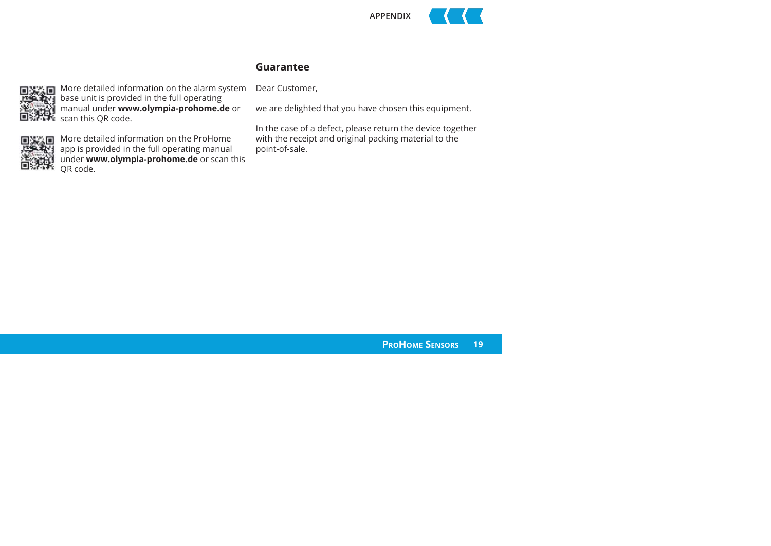More detailed information on the alarm system base unit is provided in the full operating manual under **www.olympia-prohome.de** or scan this QR code.

More detailed information on the ProHome app is provided in the full operating manual under **www.olympia-prohome.de** or scan this QR code.

## Guarantee

Dear Customer,

we are delighted that you have chosen this equipment.

In the case of a defect, please return the device together with the receipt and original packing material to the point-of-sale.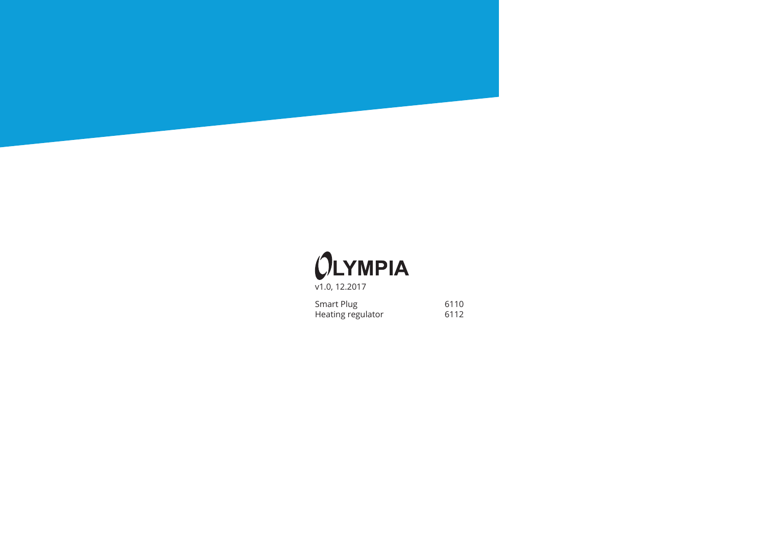OLYMPIA

v1.0, 12.2017

| | |
|---|---|
| Smart Plug | 6110 |
| Heating regulator | 6112 |